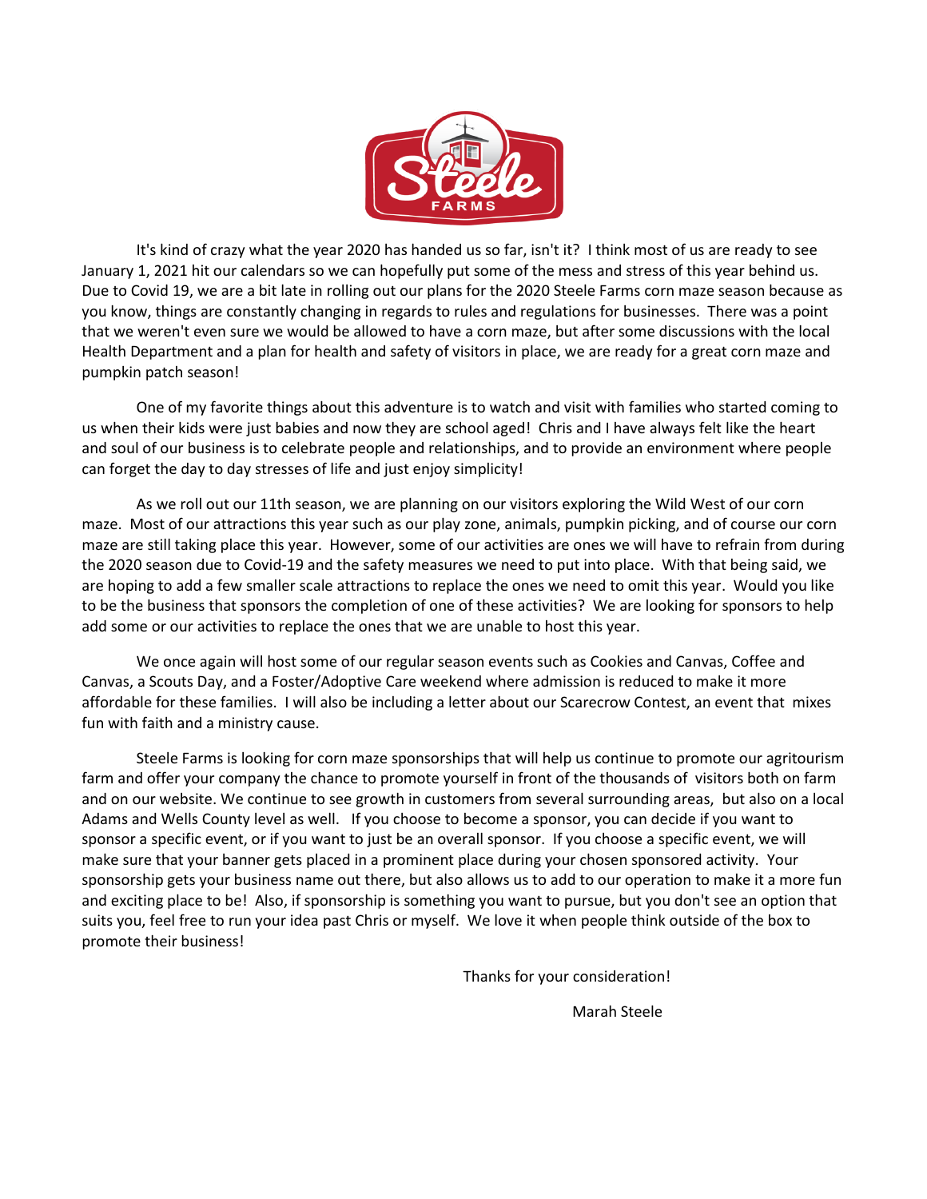It's kind of crazy what the year 2020 has handed us so far, isn't it? I think most of us are ready to see January 1, 2021 hit our calendars so we can hopefully put some of the mess and stress of this year behind us. Due to Covid 19, we are a bit late in rolling out our plans for the 2020 Steele Farms corn maze season because as you know, things are constantly changing in regards to rules and regulations for businesses. There was a point that we weren't even sure we would be allowed to have a corn maze, but after some discussions with the local Health Department and a plan for health and safety of visitors in place, we are ready for a great corn maze and pumpkin patch season!

One of my favorite things about this adventure is to watch and visit with families who started coming to us when their kids were just babies and now they are school aged! Chris and I have always felt like the heart and soul of our business is to celebrate people and relationships, and to provide an environment where people can forget the day to day stresses of life and just enjoy simplicity!

As we roll out our 11th season, we are planning on our visitors exploring the Wild West of our corn maze. Most of our attractions this year such as our play zone, animals, pumpkin picking, and of course our corn maze are still taking place this year. However, some of our activities are ones we will have to refrain from during the 2020 season due to Covid-19 and the safety measures we need to put into place. With that being said, we are hoping to add a few smaller scale attractions to replace the ones we need to omit this year. Would you like to be the business that sponsors the completion of one of these activities? We are looking for sponsors to help add some or our activities to replace the ones that we are unable to host this year.

We once again will host some of our regular season events such as Cookies and Canvas, Coffee and Canvas, a Scouts Day, and a Foster/Adoptive Care weekend where admission is reduced to make it more affordable for these families. I will also be including a letter about our Scarecrow Contest, an event that mixes fun with faith and a ministry cause.

Steele Farms is looking for corn maze sponsorships that will help us continue to promote our agritourism farm and offer your company the chance to promote yourself in front of the thousands of visitors both on farm and on our website. We continue to see growth in customers from several surrounding areas, but also on a local Adams and Wells County level as well. If you choose to become a sponsor, you can decide if you want to sponsor a specific event, or if you want to just be an overall sponsor. If you choose a specific event, we will make sure that your banner gets placed in a prominent place during your chosen sponsored activity. Your sponsorship gets your business name out there, but also allows us to add to our operation to make it a more fun and exciting place to be! Also, if sponsorship is something you want to pursue, but you don't see an option that suits you, feel free to run your idea past Chris or myself. We love it when people think outside of the box to promote their business!

Thanks for your consideration!

Marah Steele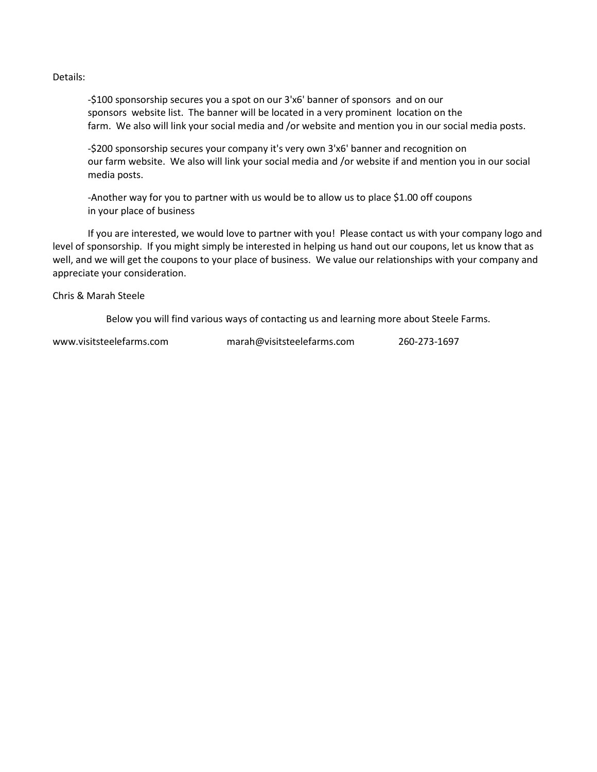Details:

-$100 sponsorship secures you a spot on our 3'x6' banner of sponsors and on our sponsors website list. The banner will be located in a very prominent location on the farm. We also will link your social media and /or website and mention you in our social media posts.

-$200 sponsorship secures your company it's very own 3'x6' banner and recognition on our farm website. We also will link your social media and /or website if and mention you in our social media posts.

-Another way for you to partner with us would be to allow us to place $1.00 off coupons in your place of business

If you are interested, we would love to partner with you! Please contact us with your company logo and level of sponsorship. If you might simply be interested in helping us hand out our coupons, let us know that as well, and we will get the coupons to your place of business. We value our relationships with your company and appreciate your consideration.

Chris & Marah Steele

Below you will find various ways of contacting us and learning more about Steele Farms.

www.visitsteelefarms.com marah@visitsteelefarms.com 260-273-1697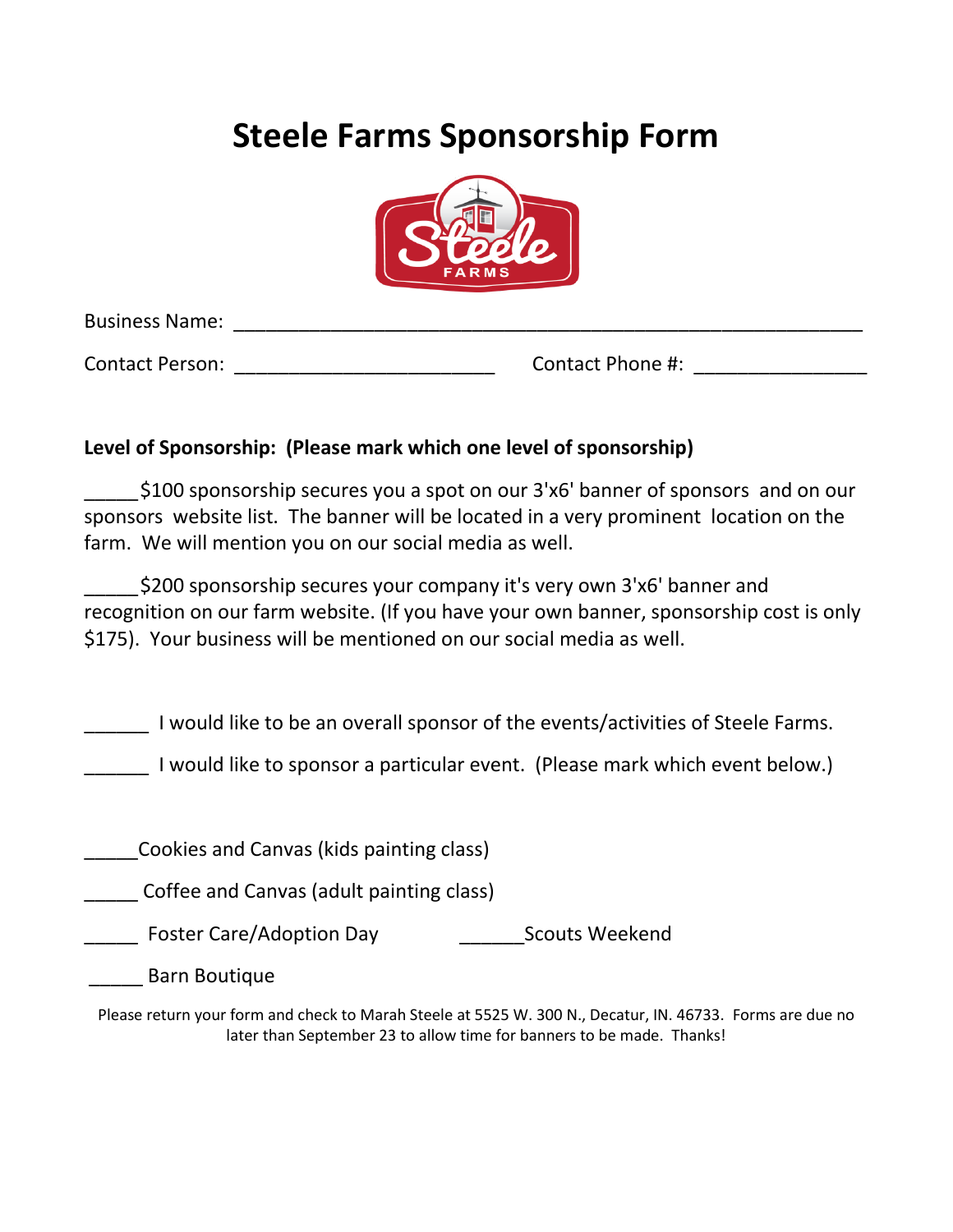# Steele Farms Sponsorship Form

Business Name: ____________________________________________________________

Contact Person: ________________________ Contact Phone #: ________________

**Level of Sponsorship: (Please mark which one level of sponsorship)**

_____$100 sponsorship secures you a spot on our 3'x6' banner of sponsors and on our sponsors website list. The banner will be located in a very prominent location on the farm. We will mention you on our social media as well.

_____$200 sponsorship secures your company it's very own 3'x6' banner and recognition on our farm website. (If you have your own banner, sponsorship cost is only $175). Your business will be mentioned on our social media as well.

______ I would like to be an overall sponsor of the events/activities of Steele Farms.

______ I would like to sponsor a particular event. (Please mark which event below.)

_____Cookies and Canvas (kids painting class)

_____ Coffee and Canvas (adult painting class)

_____ Foster Care/Adoption Day

______Scouts Weekend

_____ Barn Boutique

Please return your form and check to Marah Steele at 5525 W. 300 N., Decatur, IN. 46733. Forms are due no later than September 23 to allow time for banners to be made. Thanks!